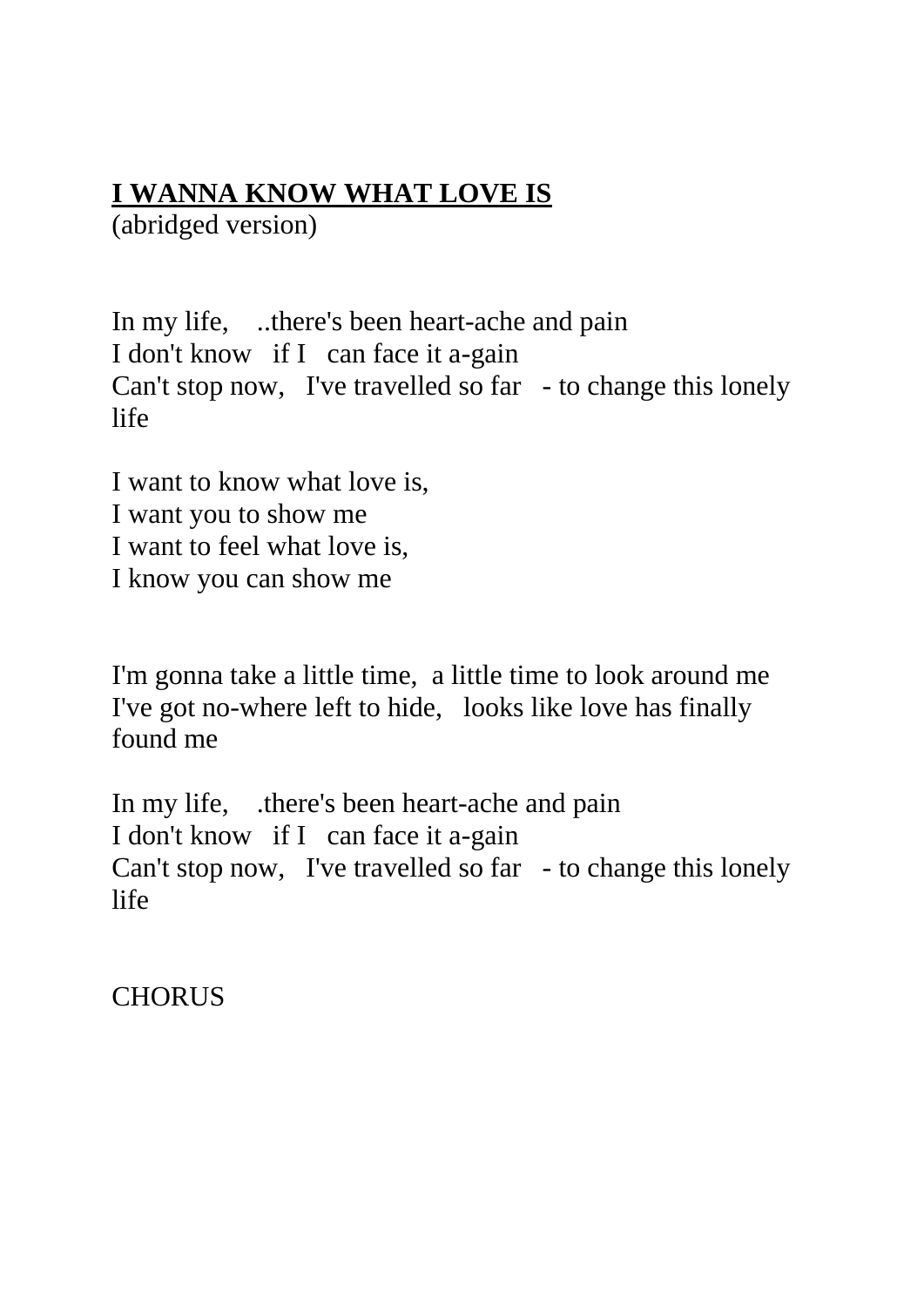**I WANNA KNOW WHAT LOVE IS**
(abridged version)

In my life, ..there's been heart-ache and pain
I don't know if I can face it a-gain
Can't stop now, I've travelled so far - to change this lonely life

I want to know what love is,
I want you to show me
I want to feel what love is,
I know you can show me

I'm gonna take a little time, a little time to look around me
I've got no-where left to hide, looks like love has finally found me

In my life, .there's been heart-ache and pain
I don't know if I can face it a-gain
Can't stop now, I've travelled so far - to change this lonely life

CHORUS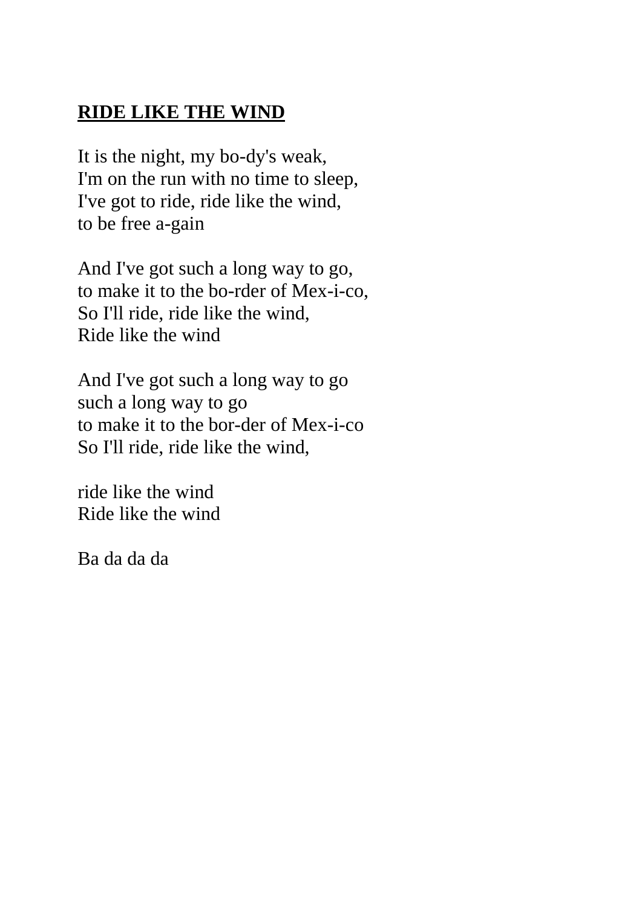**RIDE LIKE THE WIND**

It is the night, my bo-dy's weak,
I'm on the run with no time to sleep,
I've got to ride, ride like the wind,
to be free a-gain

And I've got such a long way to go,
to make it to the bo-rder of Mex-i-co,
So I'll ride, ride like the wind,
Ride like the wind

And I've got such a long way to go
such a long way to go
to make it to the bor-der of Mex-i-co
So I'll ride, ride like the wind,

ride like the wind
Ride like the wind

Ba da da da